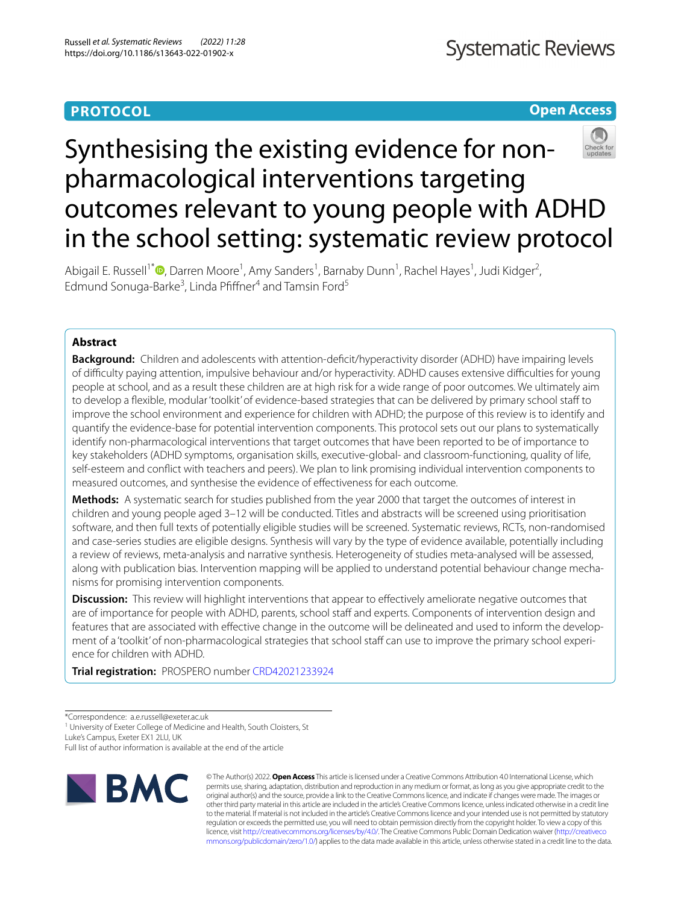**PROTOCOL** **Open Access**

# Synthesising the existing evidence for non-pharmacological interventions targeting outcomes relevant to young people with ADHD in the school setting: systematic review protocol

Abigail E. Russell[1*], Darren Moore[1], Amy Sanders[1], Barnaby Dunn[1], Rachel Hayes[1], Judi Kidger[2], Edmund Sonuga-Barke[3], Linda Pfiffner[4] and Tamsin Ford[5]

## Abstract

**Background:** Children and adolescents with attention-deficit/hyperactivity disorder (ADHD) have impairing levels of difficulty paying attention, impulsive behaviour and/or hyperactivity. ADHD causes extensive difficulties for young people at school, and as a result these children are at high risk for a wide range of poor outcomes. We ultimately aim to develop a flexible, modular 'toolkit' of evidence-based strategies that can be delivered by primary school staff to improve the school environment and experience for children with ADHD; the purpose of this review is to identify and quantify the evidence-base for potential intervention components. This protocol sets out our plans to systematically identify non-pharmacological interventions that target outcomes that have been reported to be of importance to key stakeholders (ADHD symptoms, organisation skills, executive-global- and classroom-functioning, quality of life, self-esteem and conflict with teachers and peers). We plan to link promising individual intervention components to measured outcomes, and synthesise the evidence of effectiveness for each outcome.

**Methods:** A systematic search for studies published from the year 2000 that target the outcomes of interest in children and young people aged 3–12 will be conducted. Titles and abstracts will be screened using prioritisation software, and then full texts of potentially eligible studies will be screened. Systematic reviews, RCTs, non-randomised and case-series studies are eligible designs. Synthesis will vary by the type of evidence available, potentially including a review of reviews, meta-analysis and narrative synthesis. Heterogeneity of studies meta-analysed will be assessed, along with publication bias. Intervention mapping will be applied to understand potential behaviour change mechanisms for promising intervention components.

**Discussion:** This review will highlight interventions that appear to effectively ameliorate negative outcomes that are of importance for people with ADHD, parents, school staff and experts. Components of intervention design and features that are associated with effective change in the outcome will be delineated and used to inform the development of a 'toolkit' of non-pharmacological strategies that school staff can use to improve the primary school experience for children with ADHD.

**Trial registration:** PROSPERO number CRD42021233924

*Correspondence: a.e.russell@exeter.ac.uk
[1] University of Exeter College of Medicine and Health, South Cloisters, St Luke's Campus, Exeter EX1 2LU, UK
Full list of author information is available at the end of the article

© The Author(s) 2022. **Open Access** This article is licensed under a Creative Commons Attribution 4.0 International License, which permits use, sharing, adaptation, distribution and reproduction in any medium or format, as long as you give appropriate credit to the original author(s) and the source, provide a link to the Creative Commons licence, and indicate if changes were made. The images or other third party material in this article are included in the article's Creative Commons licence, unless indicated otherwise in a credit line to the material. If material is not included in the article's Creative Commons licence and your intended use is not permitted by statutory regulation or exceeds the permitted use, you will need to obtain permission directly from the copyright holder. To view a copy of this licence, visit http://creativecommons.org/licenses/by/4.0/. The Creative Commons Public Domain Dedication waiver (http://creativecommons.org/publicdomain/zero/1.0/) applies to the data made available in this article, unless otherwise stated in a credit line to the data.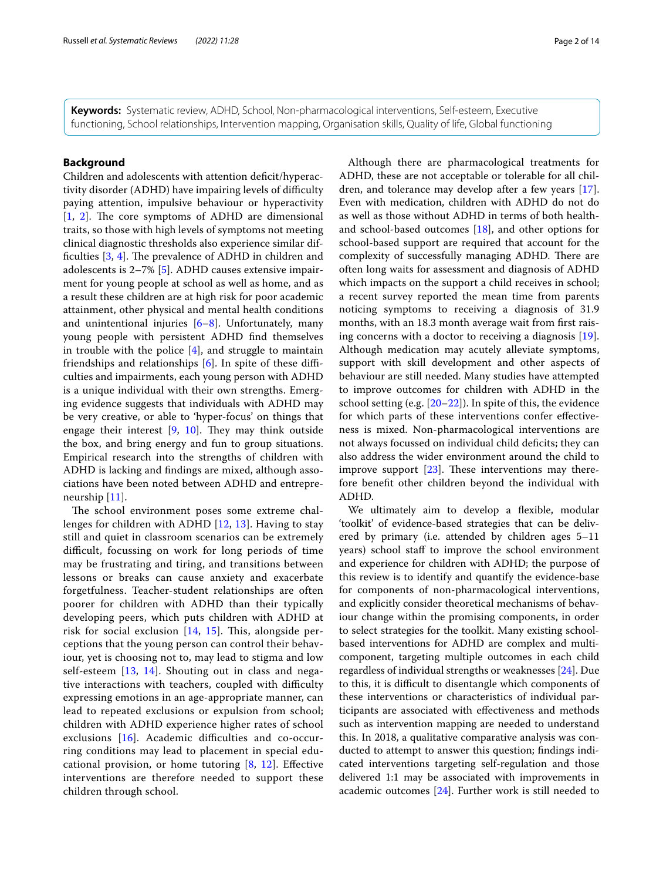**Keywords:** Systematic review, ADHD, School, Non-pharmacological interventions, Self-esteem, Executive functioning, School relationships, Intervention mapping, Organisation skills, Quality of life, Global functioning

## Background

Children and adolescents with attention deficit/hyperactivity disorder (ADHD) have impairing levels of difficulty paying attention, impulsive behaviour or hyperactivity [1, 2]. The core symptoms of ADHD are dimensional traits, so those with high levels of symptoms not meeting clinical diagnostic thresholds also experience similar difficulties [3, 4]. The prevalence of ADHD in children and adolescents is 2–7% [5]. ADHD causes extensive impairment for young people at school as well as home, and as a result these children are at high risk for poor academic attainment, other physical and mental health conditions and unintentional injuries [6–8]. Unfortunately, many young people with persistent ADHD find themselves in trouble with the police [4], and struggle to maintain friendships and relationships [6]. In spite of these difficulties and impairments, each young person with ADHD is a unique individual with their own strengths. Emerging evidence suggests that individuals with ADHD may be very creative, or able to 'hyper-focus' on things that engage their interest [9, 10]. They may think outside the box, and bring energy and fun to group situations. Empirical research into the strengths of children with ADHD is lacking and findings are mixed, although associations have been noted between ADHD and entrepreneurship [11].

The school environment poses some extreme challenges for children with ADHD [12, 13]. Having to stay still and quiet in classroom scenarios can be extremely difficult, focussing on work for long periods of time may be frustrating and tiring, and transitions between lessons or breaks can cause anxiety and exacerbate forgetfulness. Teacher-student relationships are often poorer for children with ADHD than their typically developing peers, which puts children with ADHD at risk for social exclusion [14, 15]. This, alongside perceptions that the young person can control their behaviour, yet is choosing not to, may lead to stigma and low self-esteem [13, 14]. Shouting out in class and negative interactions with teachers, coupled with difficulty expressing emotions in an age-appropriate manner, can lead to repeated exclusions or expulsion from school; children with ADHD experience higher rates of school exclusions [16]. Academic difficulties and co-occurring conditions may lead to placement in special educational provision, or home tutoring [8, 12]. Effective interventions are therefore needed to support these children through school.

Although there are pharmacological treatments for ADHD, these are not acceptable or tolerable for all children, and tolerance may develop after a few years [17]. Even with medication, children with ADHD do not do as well as those without ADHD in terms of both health- and school-based outcomes [18], and other options for school-based support are required that account for the complexity of successfully managing ADHD. There are often long waits for assessment and diagnosis of ADHD which impacts on the support a child receives in school; a recent survey reported the mean time from parents noticing symptoms to receiving a diagnosis of 31.9 months, with an 18.3 month average wait from first raising concerns with a doctor to receiving a diagnosis [19]. Although medication may acutely alleviate symptoms, support with skill development and other aspects of behaviour are still needed. Many studies have attempted to improve outcomes for children with ADHD in the school setting (e.g. [20–22]). In spite of this, the evidence for which parts of these interventions confer effectiveness is mixed. Non-pharmacological interventions are not always focussed on individual child deficits; they can also address the wider environment around the child to improve support [23]. These interventions may therefore benefit other children beyond the individual with ADHD.

We ultimately aim to develop a flexible, modular 'toolkit' of evidence-based strategies that can be delivered by primary (i.e. attended by children ages 5–11 years) school staff to improve the school environment and experience for children with ADHD; the purpose of this review is to identify and quantify the evidence-base for components of non-pharmacological interventions, and explicitly consider theoretical mechanisms of behaviour change within the promising components, in order to select strategies for the toolkit. Many existing school-based interventions for ADHD are complex and multi-component, targeting multiple outcomes in each child regardless of individual strengths or weaknesses [24]. Due to this, it is difficult to disentangle which components of these interventions or characteristics of individual participants are associated with effectiveness and methods such as intervention mapping are needed to understand this. In 2018, a qualitative comparative analysis was conducted to attempt to answer this question; findings indicated interventions targeting self-regulation and those delivered 1:1 may be associated with improvements in academic outcomes [24]. Further work is still needed to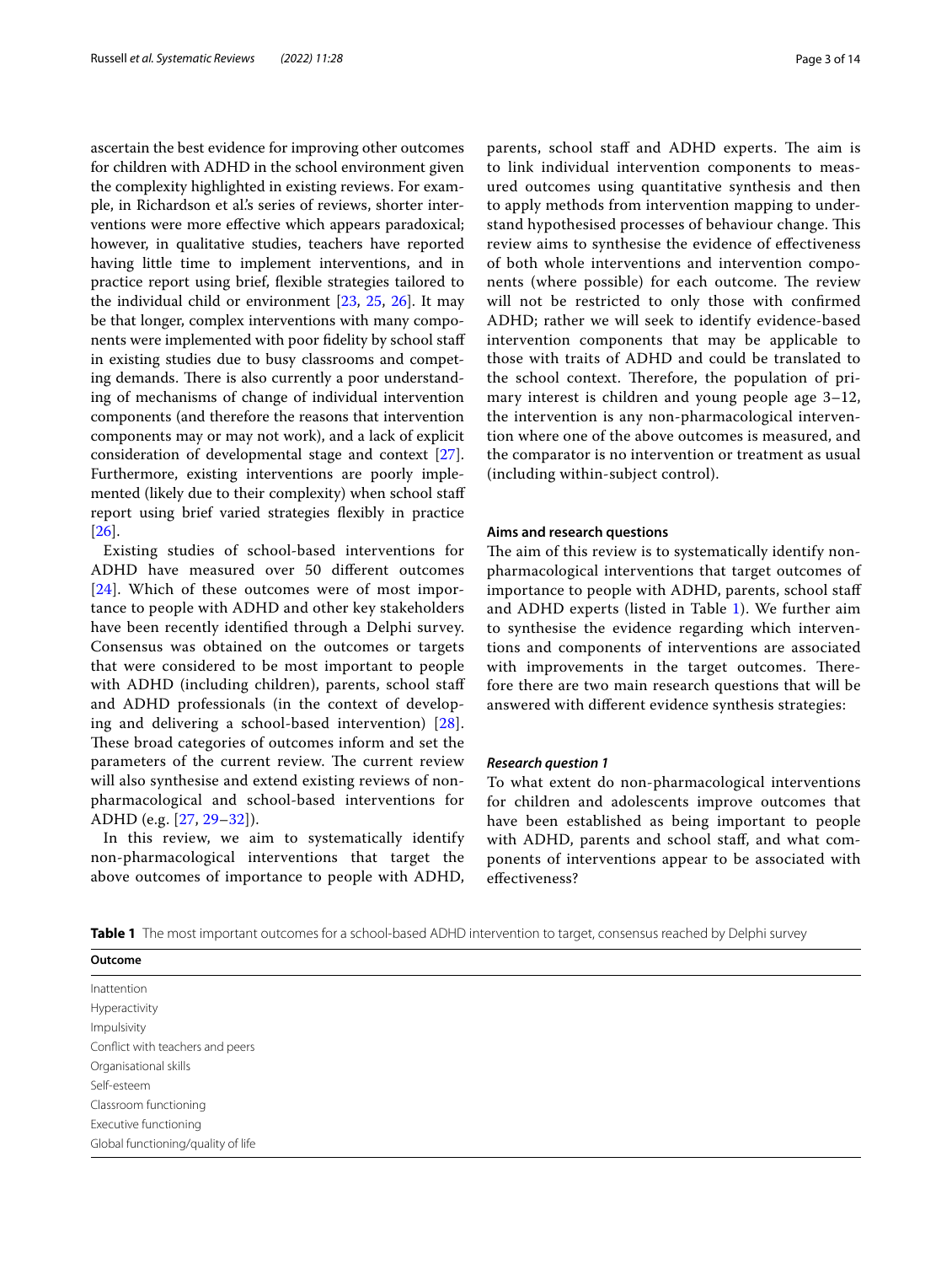ascertain the best evidence for improving other outcomes for children with ADHD in the school environment given the complexity highlighted in existing reviews. For example, in Richardson et al.'s series of reviews, shorter interventions were more effective which appears paradoxical; however, in qualitative studies, teachers have reported having little time to implement interventions, and in practice report using brief, flexible strategies tailored to the individual child or environment [23, 25, 26]. It may be that longer, complex interventions with many components were implemented with poor fidelity by school staff in existing studies due to busy classrooms and competing demands. There is also currently a poor understanding of mechanisms of change of individual intervention components (and therefore the reasons that intervention components may or may not work), and a lack of explicit consideration of developmental stage and context [27]. Furthermore, existing interventions are poorly implemented (likely due to their complexity) when school staff report using brief varied strategies flexibly in practice [26].

Existing studies of school-based interventions for ADHD have measured over 50 different outcomes [24]. Which of these outcomes were of most importance to people with ADHD and other key stakeholders have been recently identified through a Delphi survey. Consensus was obtained on the outcomes or targets that were considered to be most important to people with ADHD (including children), parents, school staff and ADHD professionals (in the context of developing and delivering a school-based intervention) [28]. These broad categories of outcomes inform and set the parameters of the current review. The current review will also synthesise and extend existing reviews of non-pharmacological and school-based interventions for ADHD (e.g. [27, 29–32]).

In this review, we aim to systematically identify non-pharmacological interventions that target the above outcomes of importance to people with ADHD, parents, school staff and ADHD experts. The aim is to link individual intervention components to measured outcomes using quantitative synthesis and then to apply methods from intervention mapping to understand hypothesised processes of behaviour change. This review aims to synthesise the evidence of effectiveness of both whole interventions and intervention components (where possible) for each outcome. The review will not be restricted to only those with confirmed ADHD; rather we will seek to identify evidence-based intervention components that may be applicable to those with traits of ADHD and could be translated to the school context. Therefore, the population of primary interest is children and young people age 3–12, the intervention is any non-pharmacological intervention where one of the above outcomes is measured, and the comparator is no intervention or treatment as usual (including within-subject control).

### Aims and research questions

The aim of this review is to systematically identify non-pharmacological interventions that target outcomes of importance to people with ADHD, parents, school staff and ADHD experts (listed in Table 1). We further aim to synthesise the evidence regarding which interventions and components of interventions are associated with improvements in the target outcomes. Therefore there are two main research questions that will be answered with different evidence synthesis strategies:

#### *Research question 1*

To what extent do non-pharmacological interventions for children and adolescents improve outcomes that have been established as being important to people with ADHD, parents and school staff, and what components of interventions appear to be associated with effectiveness?

**Table 1** The most important outcomes for a school-based ADHD intervention to target, consensus reached by Delphi survey

| Outcome |
|---|
| Inattention |
| Hyperactivity |
| Impulsivity |
| Conflict with teachers and peers |
| Organisational skills |
| Self-esteem |
| Classroom functioning |
| Executive functioning |
| Global functioning/quality of life |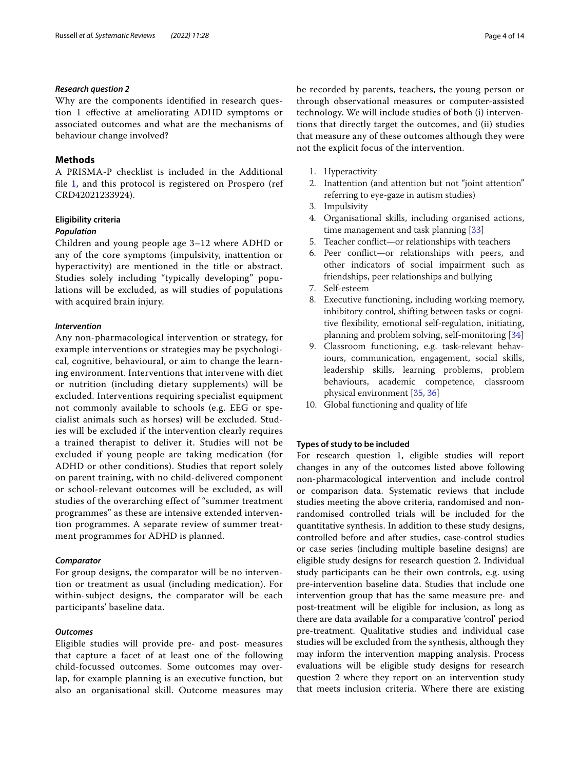### *Research question 2*

Why are the components identified in research question 1 effective at ameliorating ADHD symptoms or associated outcomes and what are the mechanisms of behaviour change involved?

## Methods

A PRISMA-P checklist is included in the Additional file 1, and this protocol is registered on Prospero (ref CRD42021233924).

### Eligibility criteria

#### *Population*

Children and young people age 3–12 where ADHD or any of the core symptoms (impulsivity, inattention or hyperactivity) are mentioned in the title or abstract. Studies solely including "typically developing" populations will be excluded, as will studies of populations with acquired brain injury.

#### *Intervention*

Any non-pharmacological intervention or strategy, for example interventions or strategies may be psychological, cognitive, behavioural, or aim to change the learning environment. Interventions that intervene with diet or nutrition (including dietary supplements) will be excluded. Interventions requiring specialist equipment not commonly available to schools (e.g. EEG or specialist animals such as horses) will be excluded. Studies will be excluded if the intervention clearly requires a trained therapist to deliver it. Studies will not be excluded if young people are taking medication (for ADHD or other conditions). Studies that report solely on parent training, with no child-delivered component or school-relevant outcomes will be excluded, as will studies of the overarching effect of "summer treatment programmes" as these are intensive extended intervention programmes. A separate review of summer treatment programmes for ADHD is planned.

#### *Comparator*

For group designs, the comparator will be no intervention or treatment as usual (including medication). For within-subject designs, the comparator will be each participants' baseline data.

#### *Outcomes*

Eligible studies will provide pre- and post- measures that capture a facet of at least one of the following child-focussed outcomes. Some outcomes may overlap, for example planning is an executive function, but also an organisational skill. Outcome measures may be recorded by parents, teachers, the young person or through observational measures or computer-assisted technology. We will include studies of both (i) interventions that directly target the outcomes, and (ii) studies that measure any of these outcomes although they were not the explicit focus of the intervention.

1. Hyperactivity
2. Inattention (and attention but not "joint attention" referring to eye-gaze in autism studies)
3. Impulsivity
4. Organisational skills, including organised actions, time management and task planning [33]
5. Teacher conflict—or relationships with teachers
6. Peer conflict—or relationships with peers, and other indicators of social impairment such as friendships, peer relationships and bullying
7. Self-esteem
8. Executive functioning, including working memory, inhibitory control, shifting between tasks or cognitive flexibility, emotional self-regulation, initiating, planning and problem solving, self-monitoring [34]
9. Classroom functioning, e.g. task-relevant behaviours, communication, engagement, social skills, leadership skills, learning problems, problem behaviours, academic competence, classroom physical environment [35, 36]
10. Global functioning and quality of life

### Types of study to be included

For research question 1, eligible studies will report changes in any of the outcomes listed above following non-pharmacological intervention and include control or comparison data. Systematic reviews that include studies meeting the above criteria, randomised and non-randomised controlled trials will be included for the quantitative synthesis. In addition to these study designs, controlled before and after studies, case-control studies or case series (including multiple baseline designs) are eligible study designs for research question 2. Individual study participants can be their own controls, e.g. using pre-intervention baseline data. Studies that include one intervention group that has the same measure pre- and post-treatment will be eligible for inclusion, as long as there are data available for a comparative 'control' period pre-treatment. Qualitative studies and individual case studies will be excluded from the synthesis, although they may inform the intervention mapping analysis. Process evaluations will be eligible study designs for research question 2 where they report on an intervention study that meets inclusion criteria. Where there are existing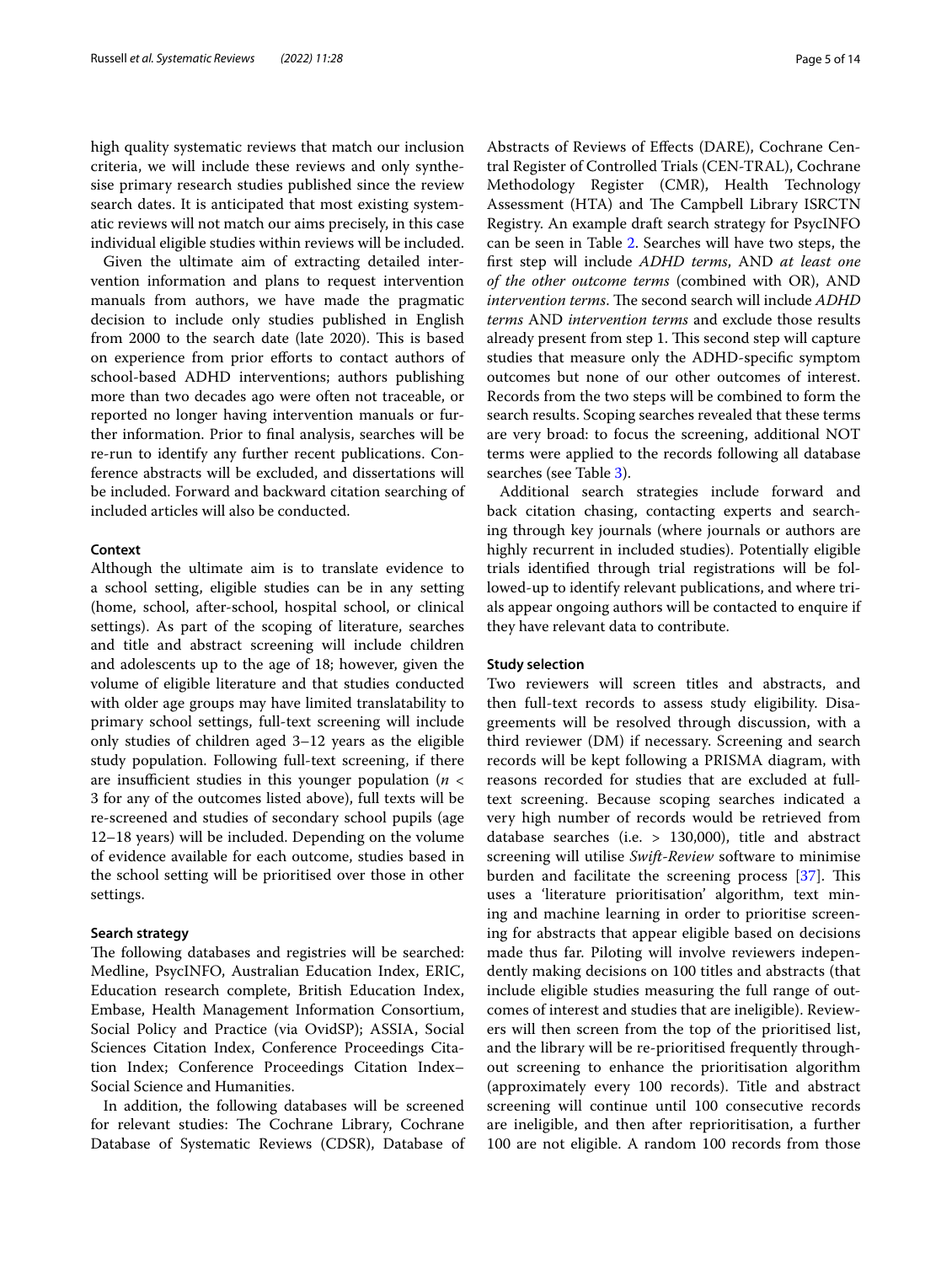high quality systematic reviews that match our inclusion criteria, we will include these reviews and only synthesise primary research studies published since the review search dates. It is anticipated that most existing systematic reviews will not match our aims precisely, in this case individual eligible studies within reviews will be included.

Given the ultimate aim of extracting detailed intervention information and plans to request intervention manuals from authors, we have made the pragmatic decision to include only studies published in English from 2000 to the search date (late 2020). This is based on experience from prior efforts to contact authors of school-based ADHD interventions; authors publishing more than two decades ago were often not traceable, or reported no longer having intervention manuals or further information. Prior to final analysis, searches will be re-run to identify any further recent publications. Conference abstracts will be excluded, and dissertations will be included. Forward and backward citation searching of included articles will also be conducted.

#### Context

Although the ultimate aim is to translate evidence to a school setting, eligible studies can be in any setting (home, school, after-school, hospital school, or clinical settings). As part of the scoping of literature, searches and title and abstract screening will include children and adolescents up to the age of 18; however, given the volume of eligible literature and that studies conducted with older age groups may have limited translatability to primary school settings, full-text screening will include only studies of children aged 3–12 years as the eligible study population. Following full-text screening, if there are insufficient studies in this younger population ($n < 3$ for any of the outcomes listed above), full texts will be re-screened and studies of secondary school pupils (age 12–18 years) will be included. Depending on the volume of evidence available for each outcome, studies based in the school setting will be prioritised over those in other settings.

#### Search strategy

The following databases and registries will be searched: Medline, PsycINFO, Australian Education Index, ERIC, Education research complete, British Education Index, Embase, Health Management Information Consortium, Social Policy and Practice (via OvidSP); ASSIA, Social Sciences Citation Index, Conference Proceedings Citation Index; Conference Proceedings Citation Index–Social Science and Humanities.

In addition, the following databases will be screened for relevant studies: The Cochrane Library, Cochrane Database of Systematic Reviews (CDSR), Database of Abstracts of Reviews of Effects (DARE), Cochrane Central Register of Controlled Trials (CEN-TRAL), Cochrane Methodology Register (CMR), Health Technology Assessment (HTA) and The Campbell Library ISRCTN Registry. An example draft search strategy for PsycINFO can be seen in Table 2. Searches will have two steps, the first step will include *ADHD terms*, AND *at least one of the other outcome terms* (combined with OR), AND *intervention terms*. The second search will include *ADHD terms* AND *intervention terms* and exclude those results already present from step 1. This second step will capture studies that measure only the ADHD-specific symptom outcomes but none of our other outcomes of interest. Records from the two steps will be combined to form the search results. Scoping searches revealed that these terms are very broad: to focus the screening, additional NOT terms were applied to the records following all database searches (see Table 3).

Additional search strategies include forward and back citation chasing, contacting experts and searching through key journals (where journals or authors are highly recurrent in included studies). Potentially eligible trials identified through trial registrations will be followed-up to identify relevant publications, and where trials appear ongoing authors will be contacted to enquire if they have relevant data to contribute.

#### Study selection

Two reviewers will screen titles and abstracts, and then full-text records to assess study eligibility. Disagreements will be resolved through discussion, with a third reviewer (DM) if necessary. Screening and search records will be kept following a PRISMA diagram, with reasons recorded for studies that are excluded at full-text screening. Because scoping searches indicated a very high number of records would be retrieved from database searches (i.e. > 130,000), title and abstract screening will utilise *Swift-Review* software to minimise burden and facilitate the screening process [37]. This uses a 'literature prioritisation' algorithm, text mining and machine learning in order to prioritise screening for abstracts that appear eligible based on decisions made thus far. Piloting will involve reviewers independently making decisions on 100 titles and abstracts (that include eligible studies measuring the full range of outcomes of interest and studies that are ineligible). Reviewers will then screen from the top of the prioritised list, and the library will be re-prioritised frequently throughout screening to enhance the prioritisation algorithm (approximately every 100 records). Title and abstract screening will continue until 100 consecutive records are ineligible, and then after reprioritisation, a further 100 are not eligible. A random 100 records from those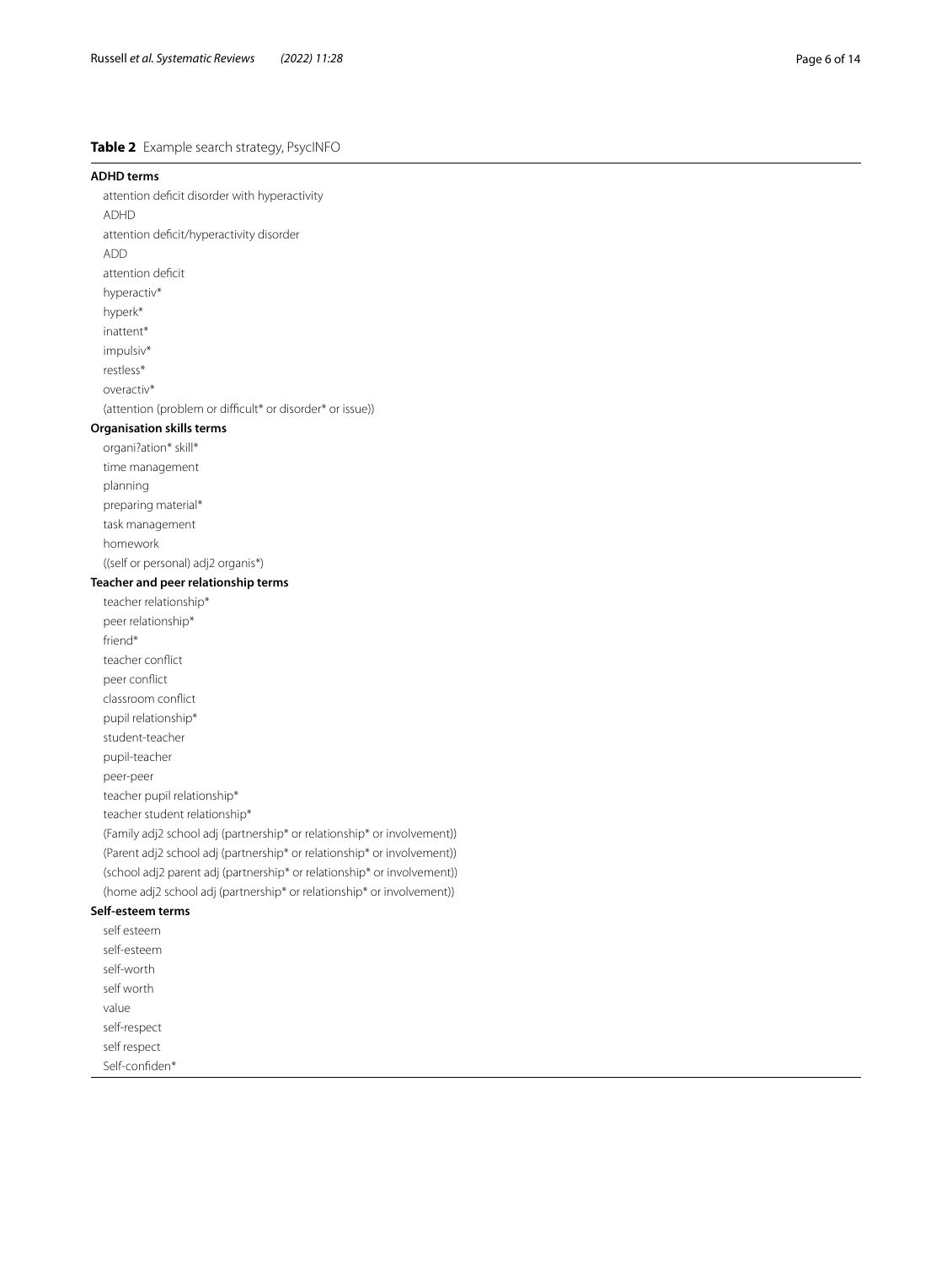**Table 2** Example search strategy, PsycINFO

| |
|---|
| **ADHD terms** |
| attention deficit disorder with hyperactivity |
| ADHD |
| attention deficit/hyperactivity disorder |
| ADD |
| attention deficit |
| hyperactiv* |
| hyperk* |
| inattent* |
| impulsiv* |
| restless* |
| overactiv* |
| (attention (problem or difficult* or disorder* or issue)) |
| **Organisation skills terms** |
| organi?ation* skill* |
| time management |
| planning |
| preparing material* |
| task management |
| homework |
| ((self or personal) adj2 organis*) |
| **Teacher and peer relationship terms** |
| teacher relationship* |
| peer relationship* |
| friend* |
| teacher conflict |
| peer conflict |
| classroom conflict |
| pupil relationship* |
| student-teacher |
| pupil-teacher |
| peer-peer |
| teacher pupil relationship* |
| teacher student relationship* |
| (Family adj2 school adj (partnership* or relationship* or involvement)) |
| (Parent adj2 school adj (partnership* or relationship* or involvement)) |
| (school adj2 parent adj (partnership* or relationship* or involvement)) |
| (home adj2 school adj (partnership* or relationship* or involvement)) |
| **Self-esteem terms** |
| self esteem |
| self-esteem |
| self-worth |
| self worth |
| value |
| self-respect |
| self respect |
| Self-confiden* |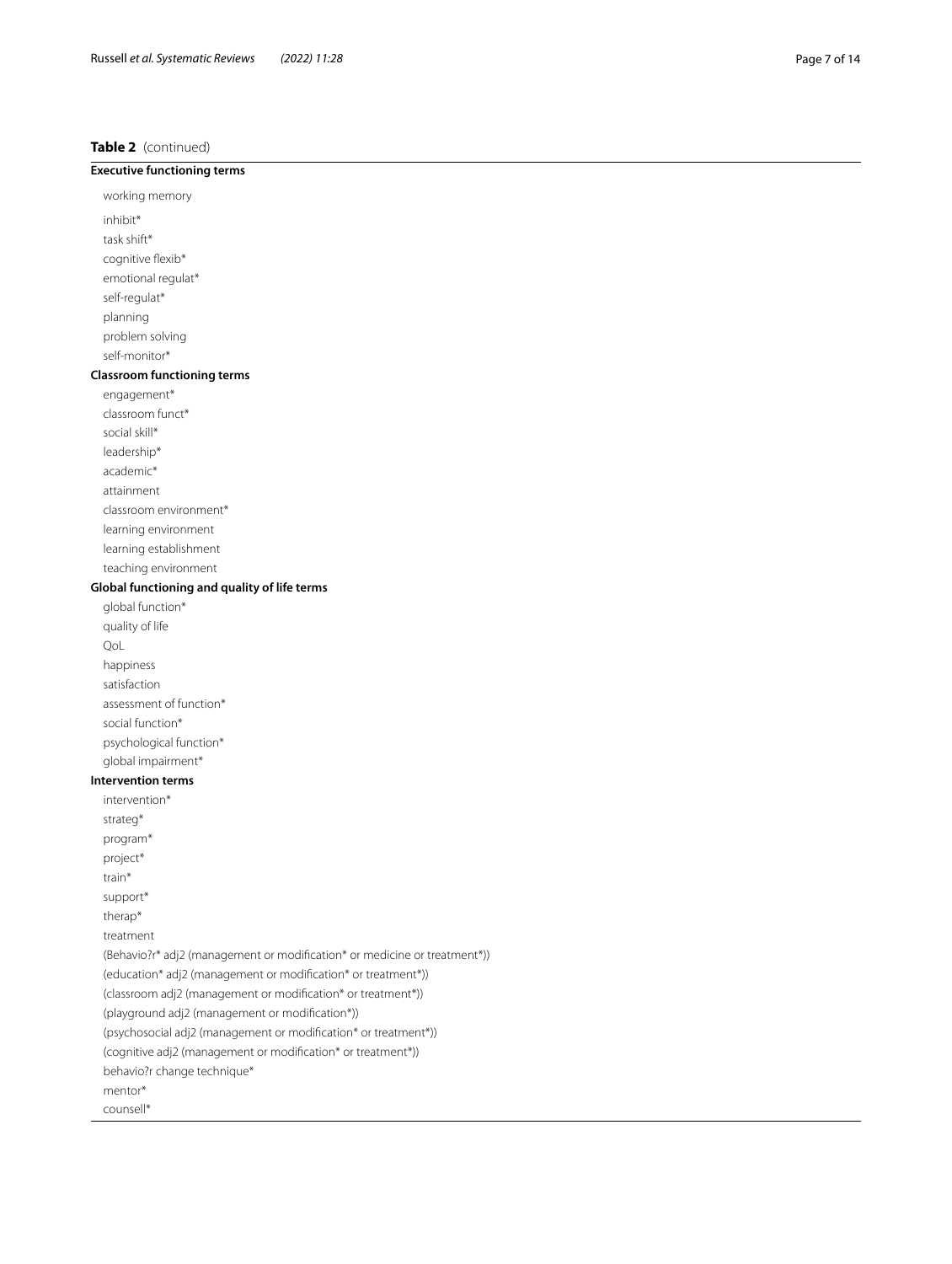**Table 2** (continued)

| **Executive functioning terms** |
|---|
| working memory |
| inhibit* |
| task shift* |
| cognitive flexib* |
| emotional regulat* |
| self-regulat* |
| planning |
| problem solving |
| self-monitor* |
| **Classroom functioning terms** |
| engagement* |
| classroom funct* |
| social skill* |
| leadership* |
| academic* |
| attainment |
| classroom environment* |
| learning environment |
| learning establishment |
| teaching environment |
| **Global functioning and quality of life terms** |
| global function* |
| quality of life |
| QoL |
| happiness |
| satisfaction |
| assessment of function* |
| social function* |
| psychological function* |
| global impairment* |
| **Intervention terms** |
| intervention* |
| strateg* |
| program* |
| project* |
| train* |
| support* |
| therap* |
| treatment |
| (Behavio?r* adj2 (management or modification* or medicine or treatment*)) |
| (education* adj2 (management or modification* or treatment*)) |
| (classroom adj2 (management or modification* or treatment*)) |
| (playground adj2 (management or modification*)) |
| (psychosocial adj2 (management or modification* or treatment*)) |
| (cognitive adj2 (management or modification* or treatment*)) |
| behavio?r change technique* |
| mentor* |
| counsell* |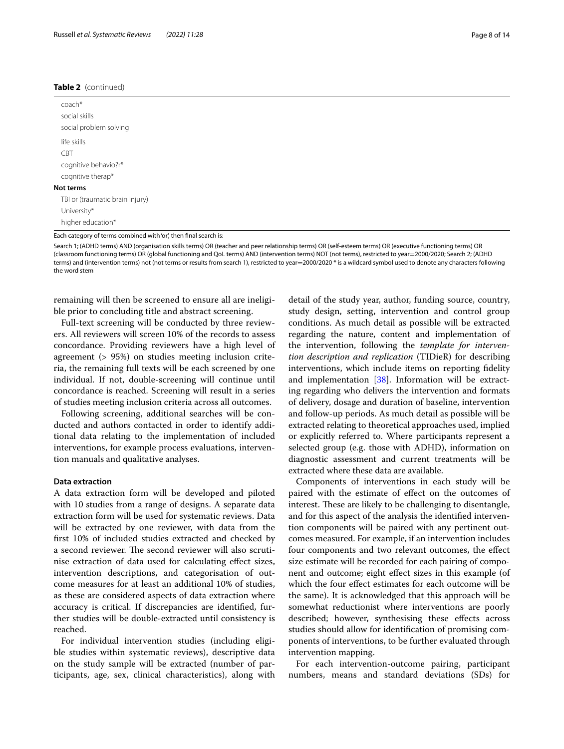**Table 2** (continued)

| |
|---|
| coach* |
| social skills |
| social problem solving |
| life skills |
| CBT |
| cognitive behavio?r* |
| cognitive therap* |
| **Not terms** |
| TBI or (traumatic brain injury) |
| University* |
| higher education* |

Each category of terms combined with 'or', then final search is:

Search 1; (ADHD terms) AND (organisation skills terms) OR (teacher and peer relationship terms) OR (self-esteem terms) OR (executive functioning terms) OR (classroom functioning terms) OR (global functioning and QoL terms) AND (intervention terms) NOT (not terms), restricted to year=2000/2020; Search 2; (ADHD terms) and (intervention terms) not (not terms or results from search 1), restricted to year=2000/2020 * is a wildcard symbol used to denote any characters following the word stem

remaining will then be screened to ensure all are ineligible prior to concluding title and abstract screening.

Full-text screening will be conducted by three reviewers. All reviewers will screen 10% of the records to assess concordance. Providing reviewers have a high level of agreement (> 95%) on studies meeting inclusion criteria, the remaining full texts will be each screened by one individual. If not, double-screening will continue until concordance is reached. Screening will result in a series of studies meeting inclusion criteria across all outcomes.

Following screening, additional searches will be conducted and authors contacted in order to identify additional data relating to the implementation of included interventions, for example process evaluations, intervention manuals and qualitative analyses.

#### Data extraction

A data extraction form will be developed and piloted with 10 studies from a range of designs. A separate data extraction form will be used for systematic reviews. Data will be extracted by one reviewer, with data from the first 10% of included studies extracted and checked by a second reviewer. The second reviewer will also scrutinise extraction of data used for calculating effect sizes, intervention descriptions, and categorisation of outcome measures for at least an additional 10% of studies, as these are considered aspects of data extraction where accuracy is critical. If discrepancies are identified, further studies will be double-extracted until consistency is reached.

For individual intervention studies (including eligible studies within systematic reviews), descriptive data on the study sample will be extracted (number of participants, age, sex, clinical characteristics), along with detail of the study year, author, funding source, country, study design, setting, intervention and control group conditions. As much detail as possible will be extracted regarding the nature, content and implementation of the intervention, following the *template for intervention description and replication* (TIDieR) for describing interventions, which include items on reporting fidelity and implementation [38]. Information will be extracting regarding who delivers the intervention and formats of delivery, dosage and duration of baseline, intervention and follow-up periods. As much detail as possible will be extracted relating to theoretical approaches used, implied or explicitly referred to. Where participants represent a selected group (e.g. those with ADHD), information on diagnostic assessment and current treatments will be extracted where these data are available.

Components of interventions in each study will be paired with the estimate of effect on the outcomes of interest. These are likely to be challenging to disentangle, and for this aspect of the analysis the identified intervention components will be paired with any pertinent outcomes measured. For example, if an intervention includes four components and two relevant outcomes, the effect size estimate will be recorded for each pairing of component and outcome; eight effect sizes in this example (of which the four effect estimates for each outcome will be the same). It is acknowledged that this approach will be somewhat reductionist where interventions are poorly described; however, synthesising these effects across studies should allow for identification of promising components of interventions, to be further evaluated through intervention mapping.

For each intervention-outcome pairing, participant numbers, means and standard deviations (SDs) for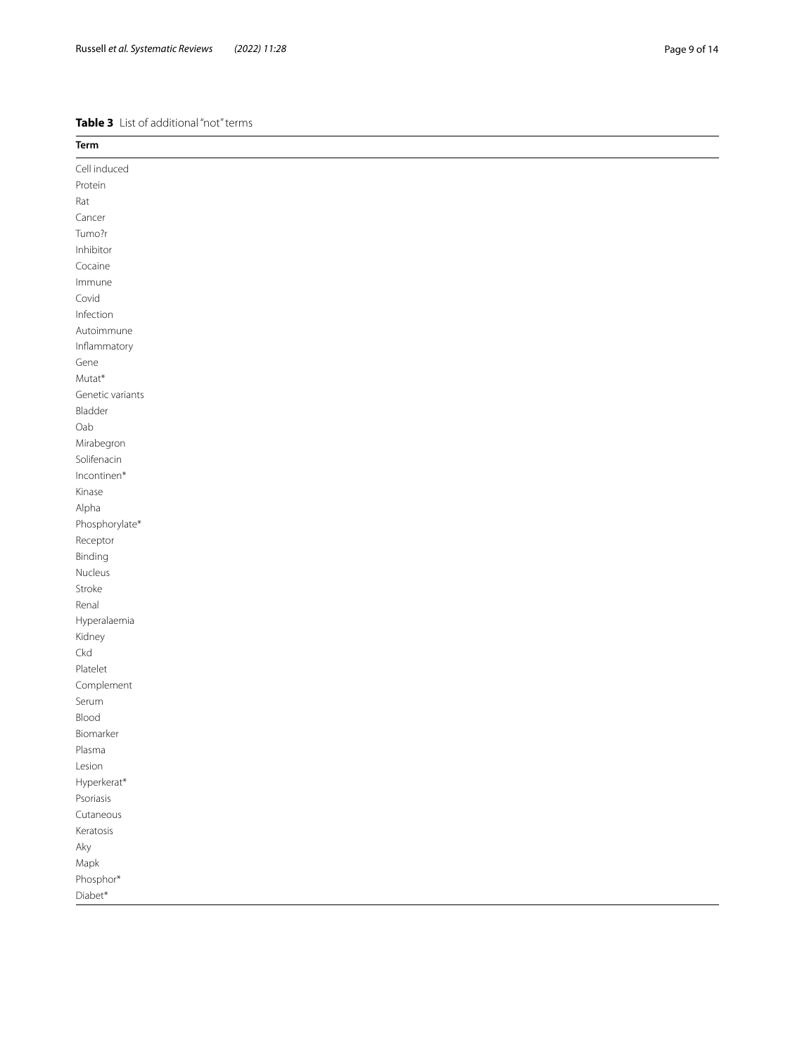**Table 3** List of additional "not" terms

| Term |
| --- |
| Cell induced |
| Protein |
| Rat |
| Cancer |
| Tumo?r |
| Inhibitor |
| Cocaine |
| Immune |
| Covid |
| Infection |
| Autoimmune |
| Inflammatory |
| Gene |
| Mutat* |
| Genetic variants |
| Bladder |
| Oab |
| Mirabegron |
| Solifenacin |
| Incontinen* |
| Kinase |
| Alpha |
| Phosphorylate* |
| Receptor |
| Binding |
| Nucleus |
| Stroke |
| Renal |
| Hyperalaemia |
| Kidney |
| Ckd |
| Platelet |
| Complement |
| Serum |
| Blood |
| Biomarker |
| Plasma |
| Lesion |
| Hyperkerat* |
| Psoriasis |
| Cutaneous |
| Keratosis |
| Aky |
| Mapk |
| Phosphor* |
| Diabet* |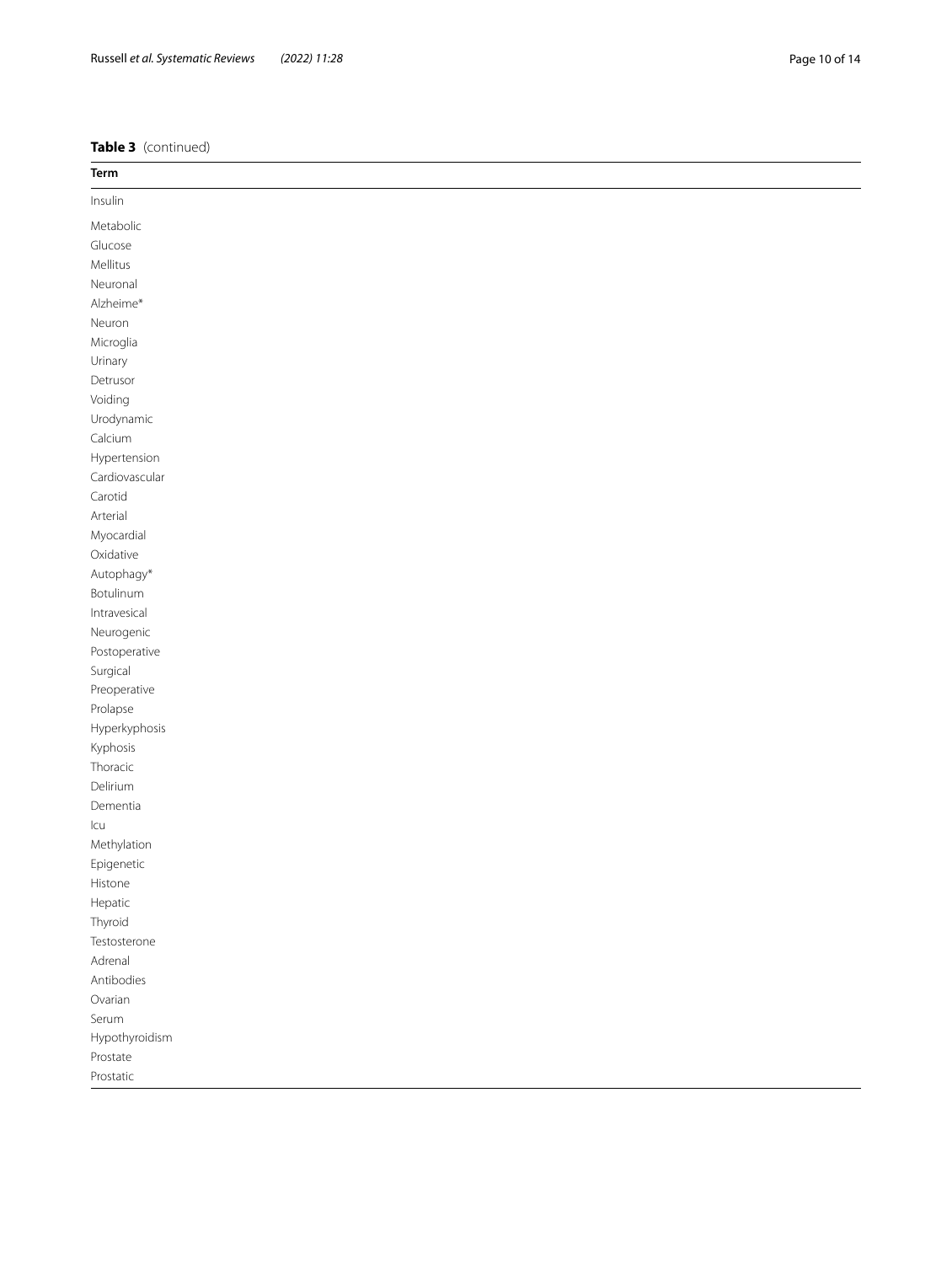**Table 3** (continued)

| Term |
|---|
| Insulin |
| Metabolic |
| Glucose |
| Mellitus |
| Neuronal |
| Alzheime* |
| Neuron |
| Microglia |
| Urinary |
| Detrusor |
| Voiding |
| Urodynamic |
| Calcium |
| Hypertension |
| Cardiovascular |
| Carotid |
| Arterial |
| Myocardial |
| Oxidative |
| Autophagy* |
| Botulinum |
| Intravesical |
| Neurogenic |
| Postoperative |
| Surgical |
| Preoperative |
| Prolapse |
| Hyperkyphosis |
| Kyphosis |
| Thoracic |
| Delirium |
| Dementia |
| Icu |
| Methylation |
| Epigenetic |
| Histone |
| Hepatic |
| Thyroid |
| Testosterone |
| Adrenal |
| Antibodies |
| Ovarian |
| Serum |
| Hypothyroidism |
| Prostate |
| Prostatic |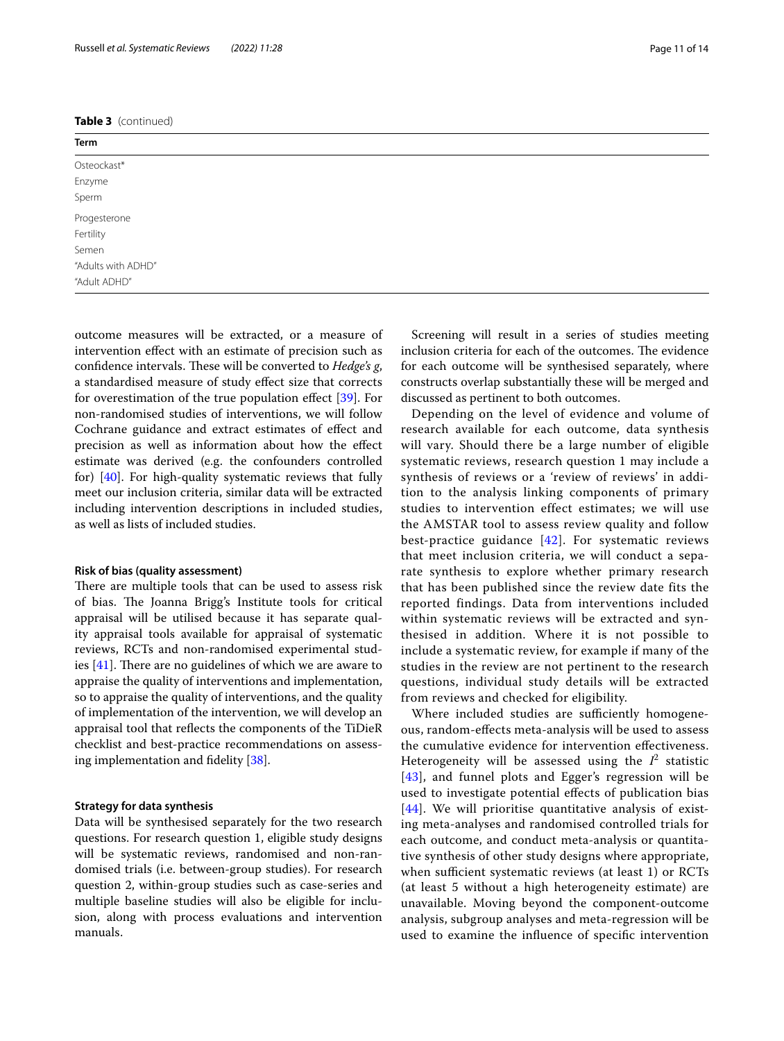**Table 3** (continued)

| Term |
| --- |
| Osteockast* |
| Enzyme |
| Sperm |
| Progesterone |
| Fertility |
| Semen |
| "Adults with ADHD" |
| "Adult ADHD" |

outcome measures will be extracted, or a measure of intervention effect with an estimate of precision such as confidence intervals. These will be converted to *Hedge's g*, a standardised measure of study effect size that corrects for overestimation of the true population effect [39]. For non-randomised studies of interventions, we will follow Cochrane guidance and extract estimates of effect and precision as well as information about how the effect estimate was derived (e.g. the confounders controlled for) [40]. For high-quality systematic reviews that fully meet our inclusion criteria, similar data will be extracted including intervention descriptions in included studies, as well as lists of included studies.

### Risk of bias (quality assessment)

There are multiple tools that can be used to assess risk of bias. The Joanna Brigg's Institute tools for critical appraisal will be utilised because it has separate quality appraisal tools available for appraisal of systematic reviews, RCTs and non-randomised experimental studies [41]. There are no guidelines of which we are aware to appraise the quality of interventions and implementation, so to appraise the quality of interventions, and the quality of implementation of the intervention, we will develop an appraisal tool that reflects the components of the TiDieR checklist and best-practice recommendations on assessing implementation and fidelity [38].

### Strategy for data synthesis

Data will be synthesised separately for the two research questions. For research question 1, eligible study designs will be systematic reviews, randomised and non-randomised trials (i.e. between-group studies). For research question 2, within-group studies such as case-series and multiple baseline studies will also be eligible for inclusion, along with process evaluations and intervention manuals.

Screening will result in a series of studies meeting inclusion criteria for each of the outcomes. The evidence for each outcome will be synthesised separately, where constructs overlap substantially these will be merged and discussed as pertinent to both outcomes.

Depending on the level of evidence and volume of research available for each outcome, data synthesis will vary. Should there be a large number of eligible systematic reviews, research question 1 may include a synthesis of reviews or a 'review of reviews' in addition to the analysis linking components of primary studies to intervention effect estimates; we will use the AMSTAR tool to assess review quality and follow best-practice guidance [42]. For systematic reviews that meet inclusion criteria, we will conduct a separate synthesis to explore whether primary research that has been published since the review date fits the reported findings. Data from interventions included within systematic reviews will be extracted and synthesised in addition. Where it is not possible to include a systematic review, for example if many of the studies in the review are not pertinent to the research questions, individual study details will be extracted from reviews and checked for eligibility.

Where included studies are sufficiently homogeneous, random-effects meta-analysis will be used to assess the cumulative evidence for intervention effectiveness. Heterogeneity will be assessed using the $I^2$ statistic [43], and funnel plots and Egger's regression will be used to investigate potential effects of publication bias [44]. We will prioritise quantitative analysis of existing meta-analyses and randomised controlled trials for each outcome, and conduct meta-analysis or quantitative synthesis of other study designs where appropriate, when sufficient systematic reviews (at least 1) or RCTs (at least 5 without a high heterogeneity estimate) are unavailable. Moving beyond the component-outcome analysis, subgroup analyses and meta-regression will be used to examine the influence of specific intervention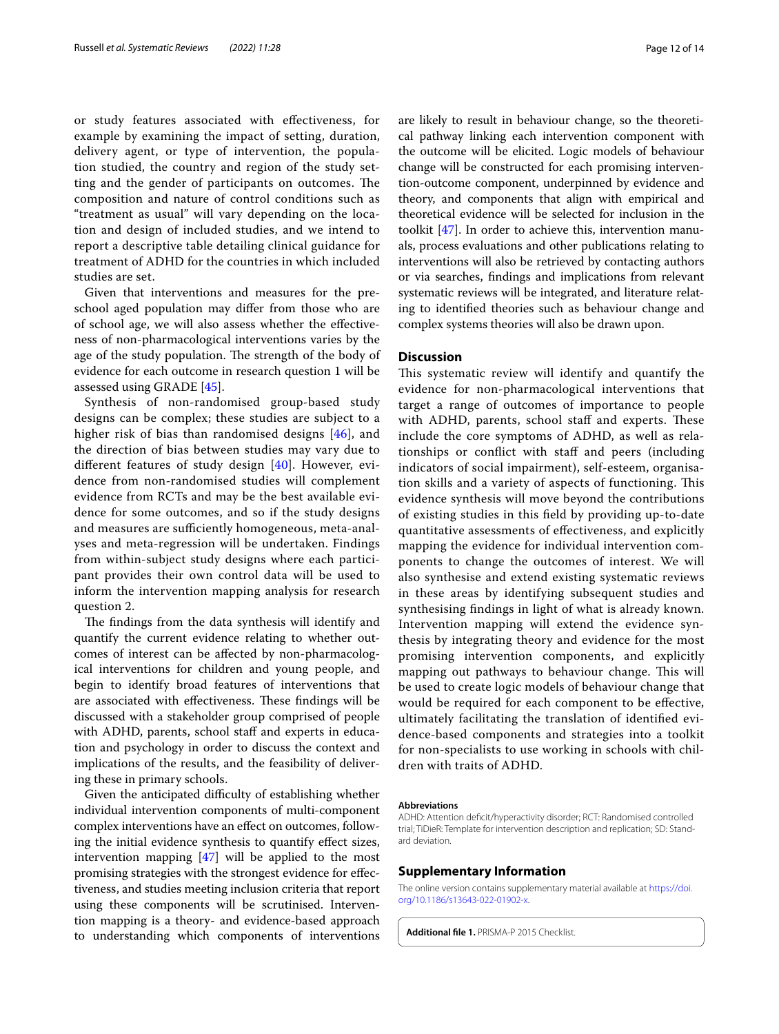or study features associated with effectiveness, for example by examining the impact of setting, duration, delivery agent, or type of intervention, the population studied, the country and region of the study setting and the gender of participants on outcomes. The composition and nature of control conditions such as "treatment as usual" will vary depending on the location and design of included studies, and we intend to report a descriptive table detailing clinical guidance for treatment of ADHD for the countries in which included studies are set.

Given that interventions and measures for the preschool aged population may differ from those who are of school age, we will also assess whether the effectiveness of non-pharmacological interventions varies by the age of the study population. The strength of the body of evidence for each outcome in research question 1 will be assessed using GRADE [45].

Synthesis of non-randomised group-based study designs can be complex; these studies are subject to a higher risk of bias than randomised designs [46], and the direction of bias between studies may vary due to different features of study design [40]. However, evidence from non-randomised studies will complement evidence from RCTs and may be the best available evidence for some outcomes, and so if the study designs and measures are sufficiently homogeneous, meta-analyses and meta-regression will be undertaken. Findings from within-subject study designs where each participant provides their own control data will be used to inform the intervention mapping analysis for research question 2.

The findings from the data synthesis will identify and quantify the current evidence relating to whether outcomes of interest can be affected by non-pharmacological interventions for children and young people, and begin to identify broad features of interventions that are associated with effectiveness. These findings will be discussed with a stakeholder group comprised of people with ADHD, parents, school staff and experts in education and psychology in order to discuss the context and implications of the results, and the feasibility of delivering these in primary schools.

Given the anticipated difficulty of establishing whether individual intervention components of multi-component complex interventions have an effect on outcomes, following the initial evidence synthesis to quantify effect sizes, intervention mapping [47] will be applied to the most promising strategies with the strongest evidence for effectiveness, and studies meeting inclusion criteria that report using these components will be scrutinised. Intervention mapping is a theory- and evidence-based approach to understanding which components of interventions are likely to result in behaviour change, so the theoretical pathway linking each intervention component with the outcome will be elicited. Logic models of behaviour change will be constructed for each promising intervention-outcome component, underpinned by evidence and theory, and components that align with empirical and theoretical evidence will be selected for inclusion in the toolkit [47]. In order to achieve this, intervention manuals, process evaluations and other publications relating to interventions will also be retrieved by contacting authors or via searches, findings and implications from relevant systematic reviews will be integrated, and literature relating to identified theories such as behaviour change and complex systems theories will also be drawn upon.

## Discussion

This systematic review will identify and quantify the evidence for non-pharmacological interventions that target a range of outcomes of importance to people with ADHD, parents, school staff and experts. These include the core symptoms of ADHD, as well as relationships or conflict with staff and peers (including indicators of social impairment), self-esteem, organisation skills and a variety of aspects of functioning. This evidence synthesis will move beyond the contributions of existing studies in this field by providing up-to-date quantitative assessments of effectiveness, and explicitly mapping the evidence for individual intervention components to change the outcomes of interest. We will also synthesise and extend existing systematic reviews in these areas by identifying subsequent studies and synthesising findings in light of what is already known. Intervention mapping will extend the evidence synthesis by integrating theory and evidence for the most promising intervention components, and explicitly mapping out pathways to behaviour change. This will be used to create logic models of behaviour change that would be required for each component to be effective, ultimately facilitating the translation of identified evidence-based components and strategies into a toolkit for non-specialists to use working in schools with children with traits of ADHD.

#### Abbreviations

ADHD: Attention deficit/hyperactivity disorder; RCT: Randomised controlled trial; TiDieR: Template for intervention description and replication; SD: Standard deviation.

## Supplementary Information

The online version contains supplementary material available at https://doi.org/10.1186/s13643-022-01902-x.

**Additional file 1.** PRISMA-P 2015 Checklist.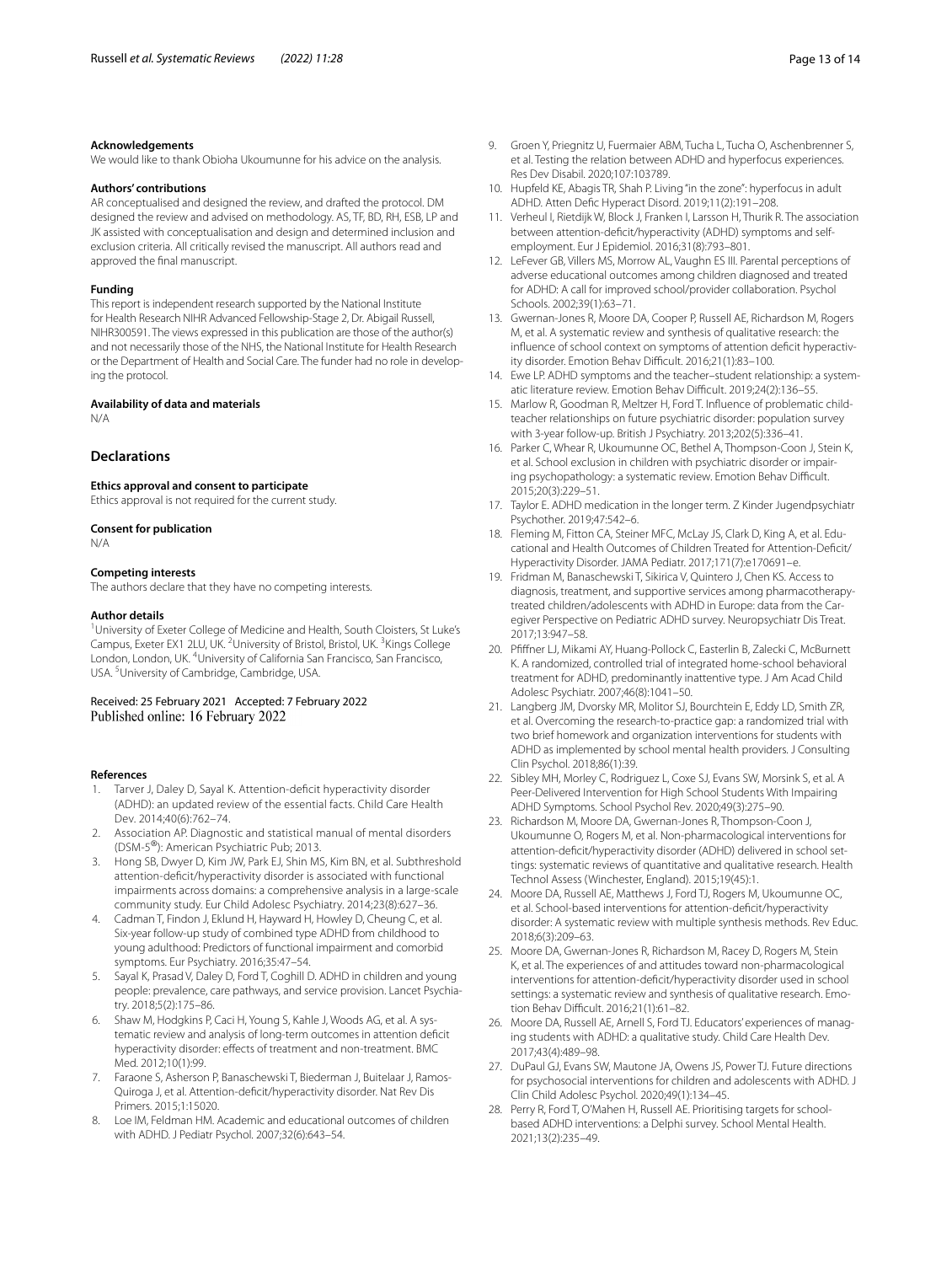#### Acknowledgements

We would like to thank Obioha Ukoumunne for his advice on the analysis.

#### Authors' contributions

AR conceptualised and designed the review, and drafted the protocol. DM designed the review and advised on methodology. AS, TF, BD, RH, ESB, LP and JK assisted with conceptualisation and design and determined inclusion and exclusion criteria. All critically revised the manuscript. All authors read and approved the final manuscript.

#### Funding

This report is independent research supported by the National Institute for Health Research NIHR Advanced Fellowship-Stage 2, Dr. Abigail Russell, NIHR300591. The views expressed in this publication are those of the author(s) and not necessarily those of the NHS, the National Institute for Health Research or the Department of Health and Social Care. The funder had no role in developing the protocol.

#### Availability of data and materials

N/A

## Declarations

#### Ethics approval and consent to participate

Ethics approval is not required for the current study.

#### Consent for publication

N/A

#### Competing interests

The authors declare that they have no competing interests.

#### Author details

[1]University of Exeter College of Medicine and Health, South Cloisters, St Luke's Campus, Exeter EX1 2LU, UK. [2]University of Bristol, Bristol, UK. [3]Kings College London, London, UK. [4]University of California San Francisco, San Francisco, USA. [5]University of Cambridge, Cambridge, USA.

Received: 25 February 2021 Accepted: 7 February 2022
Published online: 16 February 2022

#### References

1. Tarver J, Daley D, Sayal K. Attention-deficit hyperactivity disorder (ADHD): an updated review of the essential facts. Child Care Health Dev. 2014;40(6):762–74.
2. Association AP. Diagnostic and statistical manual of mental disorders (DSM-5®): American Psychiatric Pub; 2013.
3. Hong SB, Dwyer D, Kim JW, Park EJ, Shin MS, Kim BN, et al. Subthreshold attention-deficit/hyperactivity disorder is associated with functional impairments across domains: a comprehensive analysis in a large-scale community study. Eur Child Adolesc Psychiatry. 2014;23(8):627–36.
4. Cadman T, Findon J, Eklund H, Hayward H, Howley D, Cheung C, et al. Six-year follow-up study of combined type ADHD from childhood to young adulthood: Predictors of functional impairment and comorbid symptoms. Eur Psychiatry. 2016;35:47–54.
5. Sayal K, Prasad V, Daley D, Ford T, Coghill D. ADHD in children and young people: prevalence, care pathways, and service provision. Lancet Psychiatry. 2018;5(2):175–86.
6. Shaw M, Hodgkins P, Caci H, Young S, Kahle J, Woods AG, et al. A systematic review and analysis of long-term outcomes in attention deficit hyperactivity disorder: effects of treatment and non-treatment. BMC Med. 2012;10(1):99.
7. Faraone S, Asherson P, Banaschewski T, Biederman J, Buitelaar J, Ramos-Quiroga J, et al. Attention-deficit/hyperactivity disorder. Nat Rev Dis Primers. 2015;1:15020.
8. Loe IM, Feldman HM. Academic and educational outcomes of children with ADHD. J Pediatr Psychol. 2007;32(6):643–54.
9. Groen Y, Priegnitz U, Fuermaier ABM, Tucha L, Tucha O, Aschenbrenner S, et al. Testing the relation between ADHD and hyperfocus experiences. Res Dev Disabil. 2020;107:103789.
10. Hupfeld KE, Abagis TR, Shah P. Living "in the zone": hyperfocus in adult ADHD. Atten Defic Hyperact Disord. 2019;11(2):191–208.
11. Verheul I, Rietdijk W, Block J, Franken I, Larsson H, Thurik R. The association between attention-deficit/hyperactivity (ADHD) symptoms and self-employment. Eur J Epidemiol. 2016;31(8):793–801.
12. LeFever GB, Villers MS, Morrow AL, Vaughn ES III. Parental perceptions of adverse educational outcomes among children diagnosed and treated for ADHD: A call for improved school/provider collaboration. Psychol Schools. 2002;39(1):63–71.
13. Gwernan-Jones R, Moore DA, Cooper P, Russell AE, Richardson M, Rogers M, et al. A systematic review and synthesis of qualitative research: the influence of school context on symptoms of attention deficit hyperactivity disorder. Emotion Behav Difficult. 2016;21(1):83–100.
14. Ewe LP. ADHD symptoms and the teacher–student relationship: a systematic literature review. Emotion Behav Difficult. 2019;24(2):136–55.
15. Marlow R, Goodman R, Meltzer H, Ford T. Influence of problematic child-teacher relationships on future psychiatric disorder: population survey with 3-year follow-up. British J Psychiatry. 2013;202(5):336–41.
16. Parker C, Whear R, Ukoumunne OC, Bethel A, Thompson-Coon J, Stein K, et al. School exclusion in children with psychiatric disorder or impairing psychopathology: a systematic review. Emotion Behav Difficult. 2015;20(3):229–51.
17. Taylor E. ADHD medication in the longer term. Z Kinder Jugendpsychiatr Psychother. 2019;47:542–6.
18. Fleming M, Fitton CA, Steiner MFC, McLay JS, Clark D, King A, et al. Educational and Health Outcomes of Children Treated for Attention-Deficit/Hyperactivity Disorder. JAMA Pediatr. 2017;171(7):e170691–e.
19. Fridman M, Banaschewski T, Sikirica V, Quintero J, Chen KS. Access to diagnosis, treatment, and supportive services among pharmacotherapy-treated children/adolescents with ADHD in Europe: data from the Caregiver Perspective on Pediatric ADHD survey. Neuropsychiatr Dis Treat. 2017;13:947–58.
20. Pfiffner LJ, Mikami AY, Huang-Pollock C, Easterlin B, Zalecki C, McBurnett K. A randomized, controlled trial of integrated home-school behavioral treatment for ADHD, predominantly inattentive type. J Am Acad Child Adolesc Psychiatr. 2007;46(8):1041–50.
21. Langberg JM, Dvorsky MR, Molitor SJ, Bourchtein E, Eddy LD, Smith ZR, et al. Overcoming the research-to-practice gap: a randomized trial with two brief homework and organization interventions for students with ADHD as implemented by school mental health providers. J Consulting Clin Psychol. 2018;86(1):39.
22. Sibley MH, Morley C, Rodriguez L, Coxe SJ, Evans SW, Morsink S, et al. A Peer-Delivered Intervention for High School Students With Impairing ADHD Symptoms. School Psychol Rev. 2020;49(3):275–90.
23. Richardson M, Moore DA, Gwernan-Jones R, Thompson-Coon J, Ukoumunne O, Rogers M, et al. Non-pharmacological interventions for attention-deficit/hyperactivity disorder (ADHD) delivered in school settings: systematic reviews of quantitative and qualitative research. Health Technol Assess (Winchester, England). 2015;19(45):1.
24. Moore DA, Russell AE, Matthews J, Ford TJ, Rogers M, Ukoumunne OC, et al. School-based interventions for attention-deficit/hyperactivity disorder: A systematic review with multiple synthesis methods. Rev Educ. 2018;6(3):209–63.
25. Moore DA, Gwernan-Jones R, Richardson M, Racey D, Rogers M, Stein K, et al. The experiences of and attitudes toward non-pharmacological interventions for attention-deficit/hyperactivity disorder used in school settings: a systematic review and synthesis of qualitative research. Emotion Behav Difficult. 2016;21(1):61–82.
26. Moore DA, Russell AE, Arnell S, Ford TJ. Educators' experiences of managing students with ADHD: a qualitative study. Child Care Health Dev. 2017;43(4):489–98.
27. DuPaul GJ, Evans SW, Mautone JA, Owens JS, Power TJ. Future directions for psychosocial interventions for children and adolescents with ADHD. J Clin Child Adolesc Psychol. 2020;49(1):134–45.
28. Perry R, Ford T, O'Mahen H, Russell AE. Prioritising targets for school-based ADHD interventions: a Delphi survey. School Mental Health. 2021;13(2):235–49.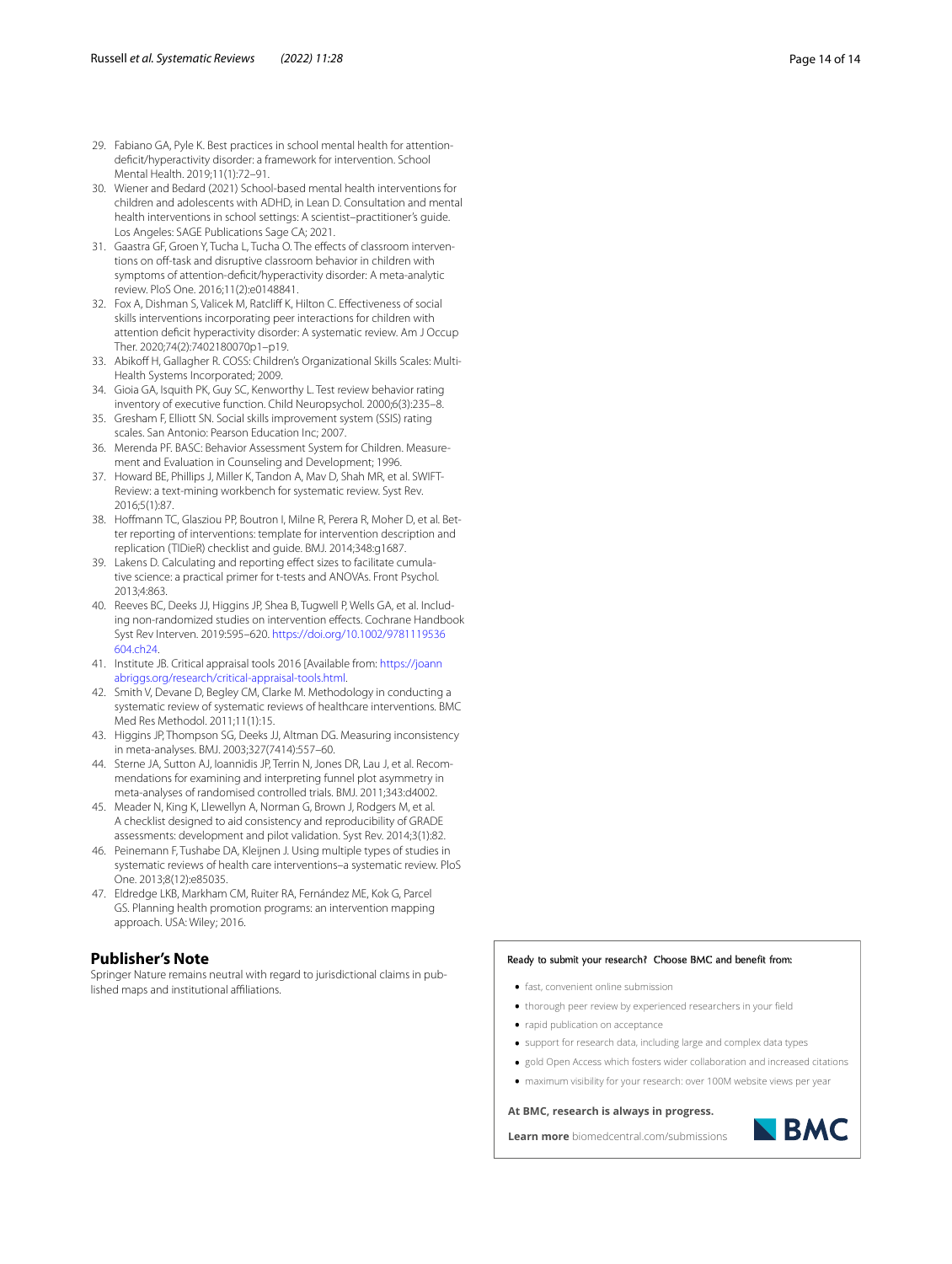29. Fabiano GA, Pyle K. Best practices in school mental health for attention-deficit/hyperactivity disorder: a framework for intervention. School Mental Health. 2019;11(1):72–91.
30. Wiener and Bedard (2021) School-based mental health interventions for children and adolescents with ADHD, in Lean D. Consultation and mental health interventions in school settings: A scientist–practitioner's guide. Los Angeles: SAGE Publications Sage CA; 2021.
31. Gaastra GF, Groen Y, Tucha L, Tucha O. The effects of classroom interventions on off-task and disruptive classroom behavior in children with symptoms of attention-deficit/hyperactivity disorder: A meta-analytic review. PloS One. 2016;11(2):e0148841.
32. Fox A, Dishman S, Valicek M, Ratcliff K, Hilton C. Effectiveness of social skills interventions incorporating peer interactions for children with attention deficit hyperactivity disorder: A systematic review. Am J Occup Ther. 2020;74(2):7402180070p1–p19.
33. Abikoff H, Gallagher R. COSS: Children's Organizational Skills Scales: Multi-Health Systems Incorporated; 2009.
34. Gioia GA, Isquith PK, Guy SC, Kenworthy L. Test review behavior rating inventory of executive function. Child Neuropsychol. 2000;6(3):235–8.
35. Gresham F, Elliott SN. Social skills improvement system (SSIS) rating scales. San Antonio: Pearson Education Inc; 2007.
36. Merenda PF. BASC: Behavior Assessment System for Children. Measurement and Evaluation in Counseling and Development; 1996.
37. Howard BE, Phillips J, Miller K, Tandon A, Mav D, Shah MR, et al. SWIFT-Review: a text-mining workbench for systematic review. Syst Rev. 2016;5(1):87.
38. Hoffmann TC, Glasziou PP, Boutron I, Milne R, Perera R, Moher D, et al. Better reporting of interventions: template for intervention description and replication (TIDieR) checklist and guide. BMJ. 2014;348:g1687.
39. Lakens D. Calculating and reporting effect sizes to facilitate cumulative science: a practical primer for t-tests and ANOVAs. Front Psychol. 2013;4:863.
40. Reeves BC, Deeks JJ, Higgins JP, Shea B, Tugwell P, Wells GA, et al. Including non-randomized studies on intervention effects. Cochrane Handbook Syst Rev Interven. 2019:595–620. https://doi.org/10.1002/9781119536604.ch24.
41. Institute JB. Critical appraisal tools 2016 [Available from: https://joannabriggs.org/research/critical-appraisal-tools.html.
42. Smith V, Devane D, Begley CM, Clarke M. Methodology in conducting a systematic review of systematic reviews of healthcare interventions. BMC Med Res Methodol. 2011;11(1):15.
43. Higgins JP, Thompson SG, Deeks JJ, Altman DG. Measuring inconsistency in meta-analyses. BMJ. 2003;327(7414):557–60.
44. Sterne JA, Sutton AJ, Ioannidis JP, Terrin N, Jones DR, Lau J, et al. Recommendations for examining and interpreting funnel plot asymmetry in meta-analyses of randomised controlled trials. BMJ. 2011;343:d4002.
45. Meader N, King K, Llewellyn A, Norman G, Brown J, Rodgers M, et al. A checklist designed to aid consistency and reproducibility of GRADE assessments: development and pilot validation. Syst Rev. 2014;3(1):82.
46. Peinemann F, Tushabe DA, Kleijnen J. Using multiple types of studies in systematic reviews of health care interventions–a systematic review. PloS One. 2013;8(12):e85035.
47. Eldredge LKB, Markham CM, Ruiter RA, Fernández ME, Kok G, Parcel GS. Planning health promotion programs: an intervention mapping approach. USA: Wiley; 2016.

## Publisher's Note

Springer Nature remains neutral with regard to jurisdictional claims in published maps and institutional affiliations.

Ready to submit your research? Choose BMC and benefit from:

- fast, convenient online submission
- thorough peer review by experienced researchers in your field
- rapid publication on acceptance
- support for research data, including large and complex data types
- gold Open Access which fosters wider collaboration and increased citations
- maximum visibility for your research: over 100M website views per year

**At BMC, research is always in progress.**

**Learn more** biomedcentral.com/submissions

BMC